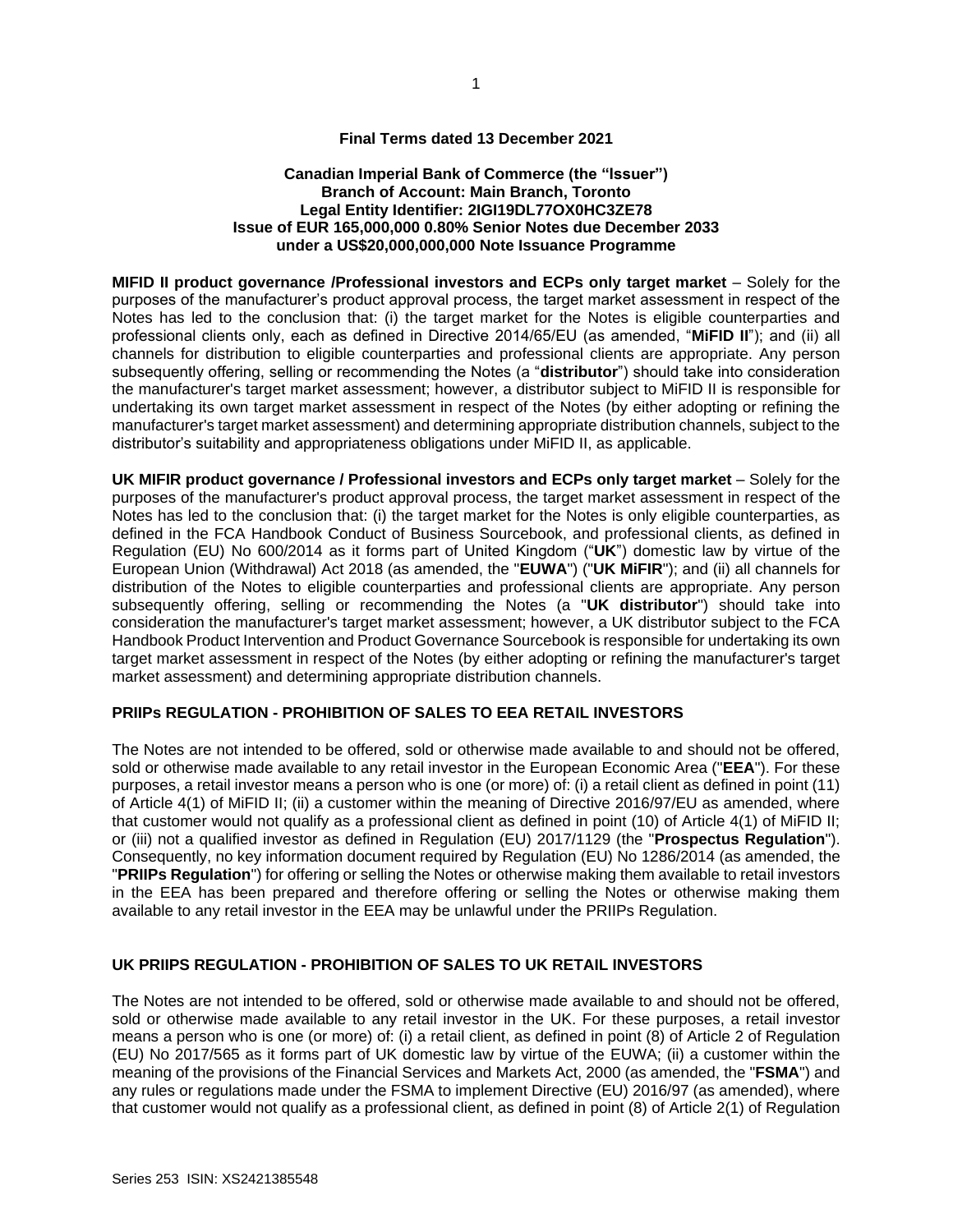**Final Terms dated 13 December 2021**

**Canadian Imperial Bank of Commerce (the "Issuer")**
**Branch of Account: Main Branch, Toronto**
**Legal Entity Identifier: 2IGI19DL77OX0HC3ZE78**
**Issue of EUR 165,000,000 0.80% Senior Notes due December 2033**
**under a US$20,000,000,000 Note Issuance Programme**

**MIFID II product governance /Professional investors and ECPs only target market** – Solely for the purposes of the manufacturer's product approval process, the target market assessment in respect of the Notes has led to the conclusion that: (i) the target market for the Notes is eligible counterparties and professional clients only, each as defined in Directive 2014/65/EU (as amended, "**MiFID II**"); and (ii) all channels for distribution to eligible counterparties and professional clients are appropriate. Any person subsequently offering, selling or recommending the Notes (a "**distributor**") should take into consideration the manufacturer's target market assessment; however, a distributor subject to MiFID II is responsible for undertaking its own target market assessment in respect of the Notes (by either adopting or refining the manufacturer's target market assessment) and determining appropriate distribution channels, subject to the distributor's suitability and appropriateness obligations under MiFID II, as applicable.

**UK MIFIR product governance / Professional investors and ECPs only target market** – Solely for the purposes of the manufacturer's product approval process, the target market assessment in respect of the Notes has led to the conclusion that: (i) the target market for the Notes is only eligible counterparties, as defined in the FCA Handbook Conduct of Business Sourcebook, and professional clients, as defined in Regulation (EU) No 600/2014 as it forms part of United Kingdom ("**UK**") domestic law by virtue of the European Union (Withdrawal) Act 2018 (as amended, the "**EUWA**") ("**UK MiFIR**"); and (ii) all channels for distribution of the Notes to eligible counterparties and professional clients are appropriate. Any person subsequently offering, selling or recommending the Notes (a "**UK distributor**") should take into consideration the manufacturer's target market assessment; however, a UK distributor subject to the FCA Handbook Product Intervention and Product Governance Sourcebook is responsible for undertaking its own target market assessment in respect of the Notes (by either adopting or refining the manufacturer's target market assessment) and determining appropriate distribution channels.

**PRIIPs REGULATION - PROHIBITION OF SALES TO EEA RETAIL INVESTORS**

The Notes are not intended to be offered, sold or otherwise made available to and should not be offered, sold or otherwise made available to any retail investor in the European Economic Area ("**EEA**"). For these purposes, a retail investor means a person who is one (or more) of: (i) a retail client as defined in point (11) of Article 4(1) of MiFID II; (ii) a customer within the meaning of Directive 2016/97/EU as amended, where that customer would not qualify as a professional client as defined in point (10) of Article 4(1) of MiFID II; or (iii) not a qualified investor as defined in Regulation (EU) 2017/1129 (the "**Prospectus Regulation**"). Consequently, no key information document required by Regulation (EU) No 1286/2014 (as amended, the "**PRIIPs Regulation**") for offering or selling the Notes or otherwise making them available to retail investors in the EEA has been prepared and therefore offering or selling the Notes or otherwise making them available to any retail investor in the EEA may be unlawful under the PRIIPs Regulation.

**UK PRIIPS REGULATION - PROHIBITION OF SALES TO UK RETAIL INVESTORS**

The Notes are not intended to be offered, sold or otherwise made available to and should not be offered, sold or otherwise made available to any retail investor in the UK. For these purposes, a retail investor means a person who is one (or more) of: (i) a retail client, as defined in point (8) of Article 2 of Regulation (EU) No 2017/565 as it forms part of UK domestic law by virtue of the EUWA; (ii) a customer within the meaning of the provisions of the Financial Services and Markets Act, 2000 (as amended, the "**FSMA**") and any rules or regulations made under the FSMA to implement Directive (EU) 2016/97 (as amended), where that customer would not qualify as a professional client, as defined in point (8) of Article 2(1) of Regulation

Series 253 ISIN: XS2421385548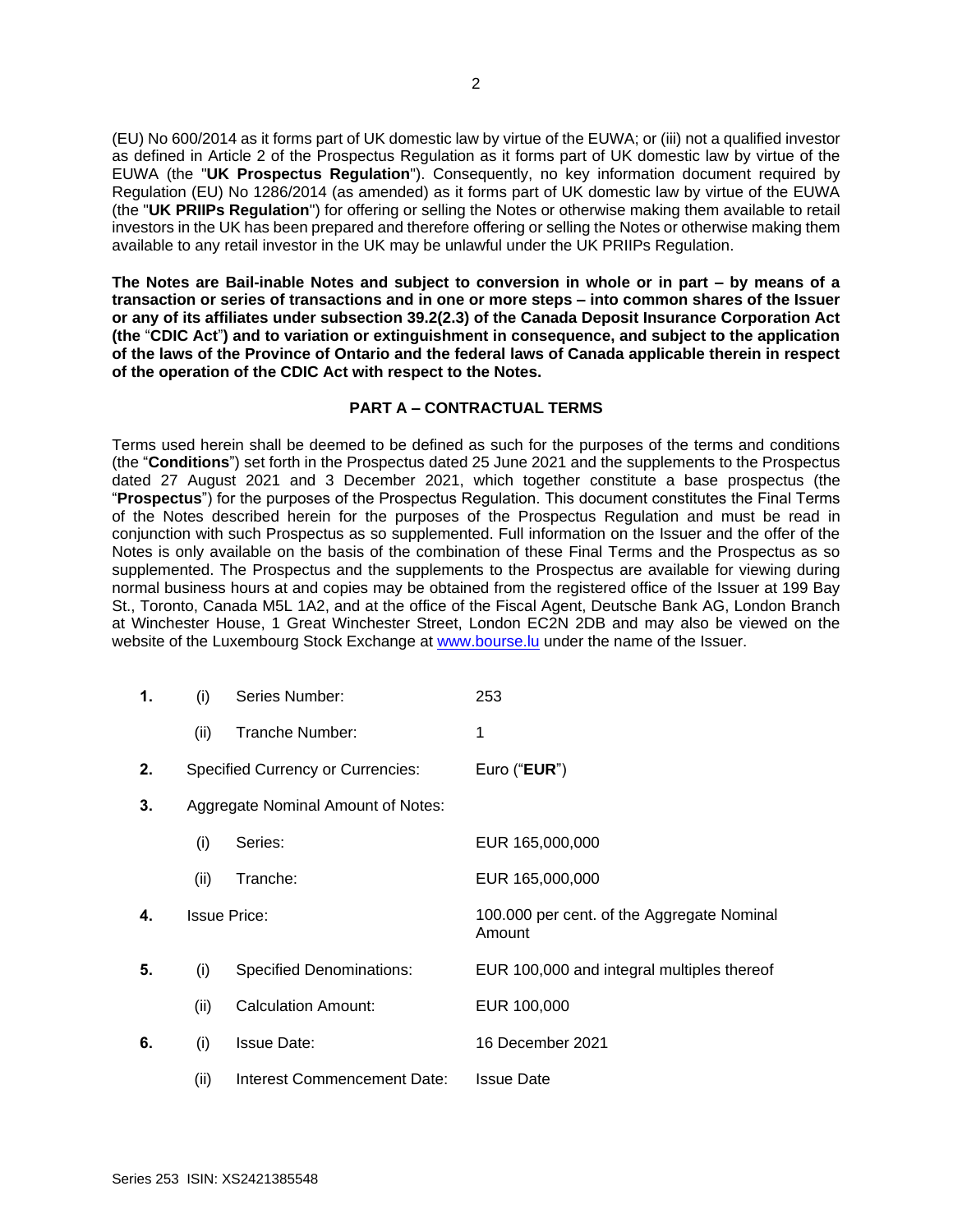(EU) No 600/2014 as it forms part of UK domestic law by virtue of the EUWA; or (iii) not a qualified investor as defined in Article 2 of the Prospectus Regulation as it forms part of UK domestic law by virtue of the EUWA (the "**UK Prospectus Regulation**"). Consequently, no key information document required by Regulation (EU) No 1286/2014 (as amended) as it forms part of UK domestic law by virtue of the EUWA (the "**UK PRIIPs Regulation**") for offering or selling the Notes or otherwise making them available to retail investors in the UK has been prepared and therefore offering or selling the Notes or otherwise making them available to any retail investor in the UK may be unlawful under the UK PRIIPs Regulation.

**The Notes are Bail-inable Notes and subject to conversion in whole or in part – by means of a transaction or series of transactions and in one or more steps – into common shares of the Issuer or any of its affiliates under subsection 39.2(2.3) of the Canada Deposit Insurance Corporation Act (the "CDIC Act") and to variation or extinguishment in consequence, and subject to the application of the laws of the Province of Ontario and the federal laws of Canada applicable therein in respect of the operation of the CDIC Act with respect to the Notes.**

## PART A – CONTRACTUAL TERMS

Terms used herein shall be deemed to be defined as such for the purposes of the terms and conditions (the "**Conditions**") set forth in the Prospectus dated 25 June 2021 and the supplements to the Prospectus dated 27 August 2021 and 3 December 2021, which together constitute a base prospectus (the "**Prospectus**") for the purposes of the Prospectus Regulation. This document constitutes the Final Terms of the Notes described herein for the purposes of the Prospectus Regulation and must be read in conjunction with such Prospectus as so supplemented. Full information on the Issuer and the offer of the Notes is only available on the basis of the combination of these Final Terms and the Prospectus as so supplemented. The Prospectus and the supplements to the Prospectus are available for viewing during normal business hours at and copies may be obtained from the registered office of the Issuer at 199 Bay St., Toronto, Canada M5L 1A2, and at the office of the Fiscal Agent, Deutsche Bank AG, London Branch at Winchester House, 1 Great Winchester Street, London EC2N 2DB and may also be viewed on the website of the Luxembourg Stock Exchange at www.bourse.lu under the name of the Issuer.

| | | | |
|---|---|---|---|
| **1.** | (i) | Series Number: | 253 |
| | (ii) | Tranche Number: | 1 |
| **2.** | Specified Currency or Currencies: | | Euro ("**EUR**") |
| **3.** | Aggregate Nominal Amount of Notes: | | |
| | (i) | Series: | EUR 165,000,000 |
| | (ii) | Tranche: | EUR 165,000,000 |
| **4.** | Issue Price: | | 100.000 per cent. of the Aggregate Nominal Amount |
| **5.** | (i) | Specified Denominations: | EUR 100,000 and integral multiples thereof |
| | (ii) | Calculation Amount: | EUR 100,000 |
| **6.** | (i) | Issue Date: | 16 December 2021 |
| | (ii) | Interest Commencement Date: | Issue Date |

Series 253 ISIN: XS2421385548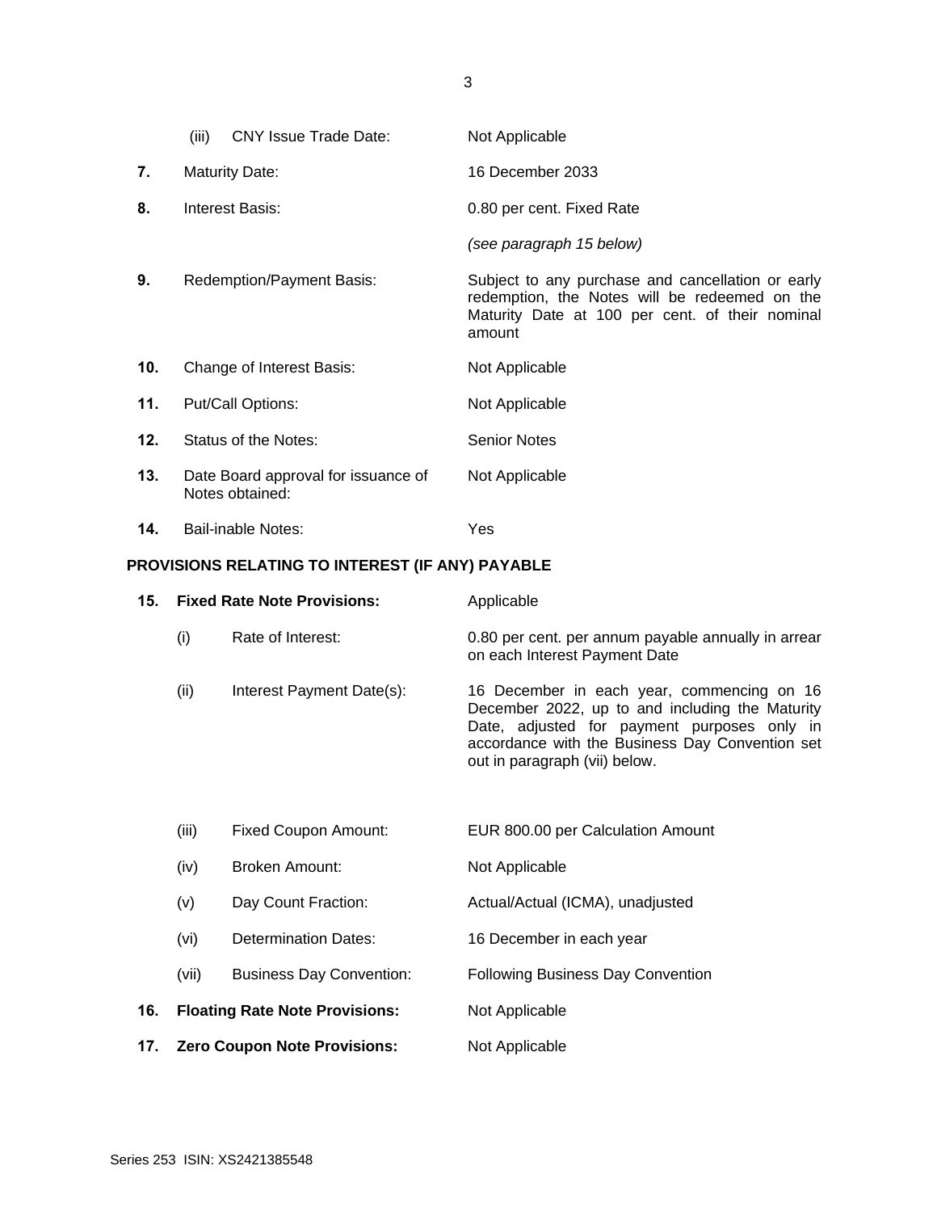| | | |
|---|---|---|
| | (iii) CNY Issue Trade Date: | Not Applicable |
| **7.** | Maturity Date: | 16 December 2033 |
| **8.** | Interest Basis: | 0.80 per cent. Fixed Rate<br><br>*(see paragraph 15 below)* |
| **9.** | Redemption/Payment Basis: | Subject to any purchase and cancellation or early redemption, the Notes will be redeemed on the Maturity Date at 100 per cent. of their nominal amount |
| **10.** | Change of Interest Basis: | Not Applicable |
| **11.** | Put/Call Options: | Not Applicable |
| **12.** | Status of the Notes: | Senior Notes |
| **13.** | Date Board approval for issuance of Notes obtained: | Not Applicable |
| **14.** | Bail-inable Notes: | Yes |

**PROVISIONS RELATING TO INTEREST (IF ANY) PAYABLE**

| | | | |
|---|---|---|---|
| **15.** | **Fixed Rate Note Provisions:** | | Applicable |
| | (i) | Rate of Interest: | 0.80 per cent. per annum payable annually in arrear on each Interest Payment Date |
| | (ii) | Interest Payment Date(s): | 16 December in each year, commencing on 16 December 2022, up to and including the Maturity Date, adjusted for payment purposes only in accordance with the Business Day Convention set out in paragraph (vii) below. |
| | (iii) | Fixed Coupon Amount: | EUR 800.00 per Calculation Amount |
| | (iv) | Broken Amount: | Not Applicable |
| | (v) | Day Count Fraction: | Actual/Actual (ICMA), unadjusted |
| | (vi) | Determination Dates: | 16 December in each year |
| | (vii) | Business Day Convention: | Following Business Day Convention |
| **16.** | **Floating Rate Note Provisions:** | | Not Applicable |
| **17.** | **Zero Coupon Note Provisions:** | | Not Applicable |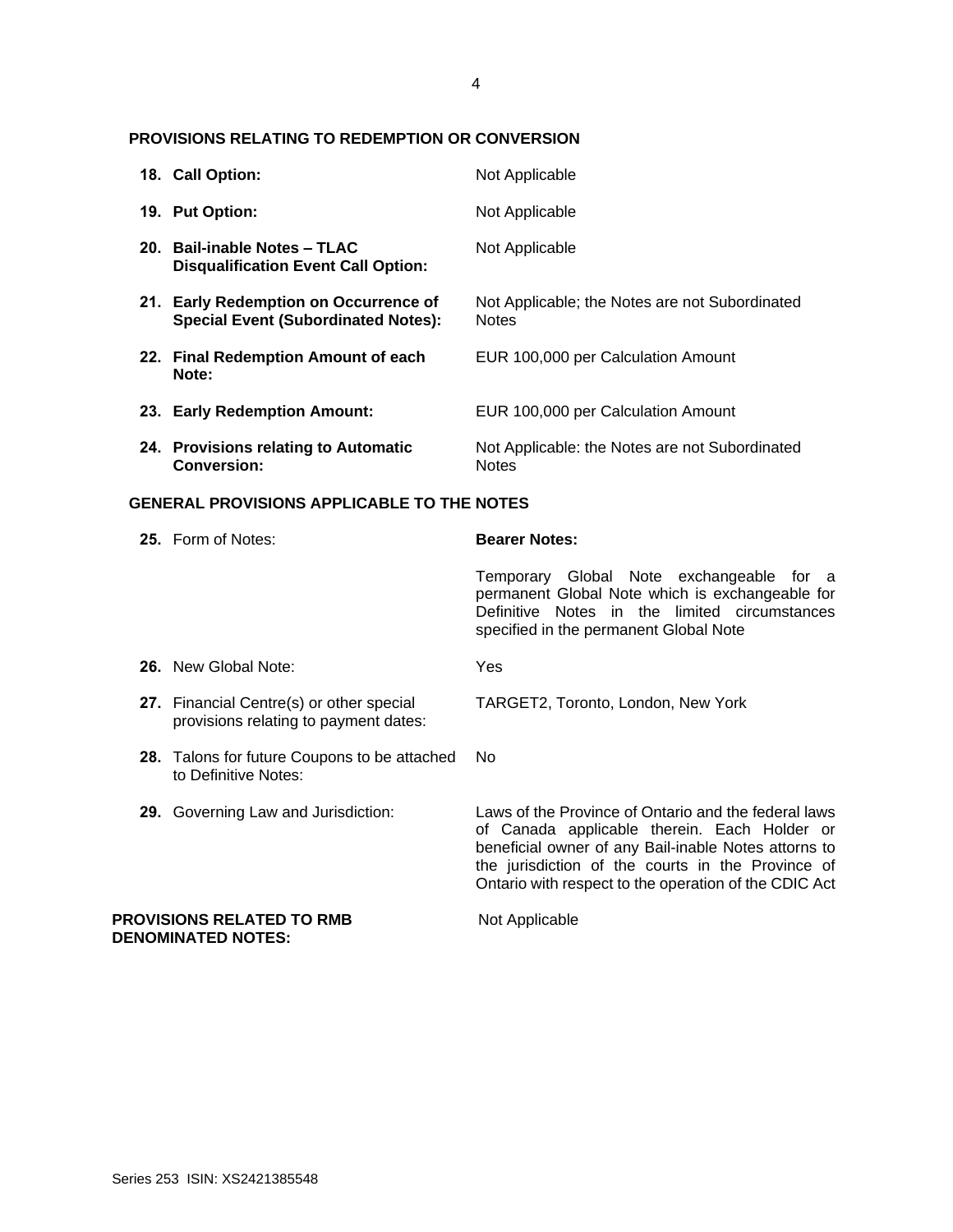**PROVISIONS RELATING TO REDEMPTION OR CONVERSION**

| | |
|---|---|
| **18. Call Option:** | Not Applicable |
| **19. Put Option:** | Not Applicable |
| **20. Bail-inable Notes – TLAC Disqualification Event Call Option:** | Not Applicable |
| **21. Early Redemption on Occurrence of Special Event (Subordinated Notes):** | Not Applicable; the Notes are not Subordinated Notes |
| **22. Final Redemption Amount of each Note:** | EUR 100,000 per Calculation Amount |
| **23. Early Redemption Amount:** | EUR 100,000 per Calculation Amount |
| **24. Provisions relating to Automatic Conversion:** | Not Applicable: the Notes are not Subordinated Notes |

**GENERAL PROVISIONS APPLICABLE TO THE NOTES**

| | |
|---|---|
| **25.** Form of Notes: | **Bearer Notes:**<br><br>Temporary Global Note exchangeable for a permanent Global Note which is exchangeable for Definitive Notes in the limited circumstances specified in the permanent Global Note |
| **26.** New Global Note: | Yes |
| **27.** Financial Centre(s) or other special provisions relating to payment dates: | TARGET2, Toronto, London, New York |
| **28.** Talons for future Coupons to be attached to Definitive Notes: | No |
| **29.** Governing Law and Jurisdiction: | Laws of the Province of Ontario and the federal laws of Canada applicable therein. Each Holder or beneficial owner of any Bail-inable Notes attorns to the jurisdiction of the courts in the Province of Ontario with respect to the operation of the CDIC Act |

| | |
|---|---|
| **PROVISIONS RELATED TO RMB DENOMINATED NOTES:** | Not Applicable |

Series 253 ISIN: XS2421385548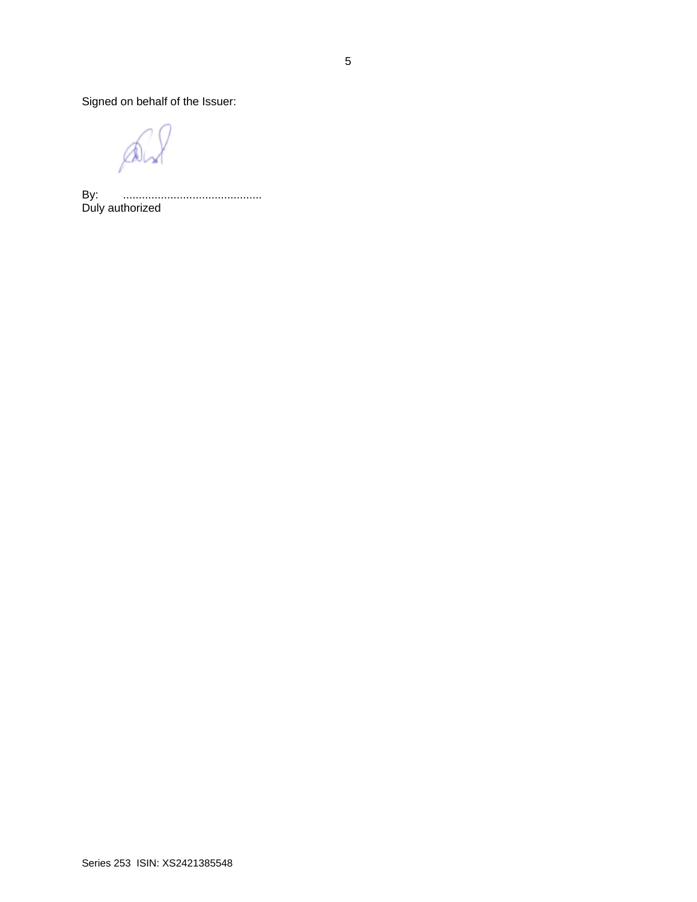Signed on behalf of the Issuer:

By: ...........................................
Duly authorized

Series 253 ISIN: XS2421385548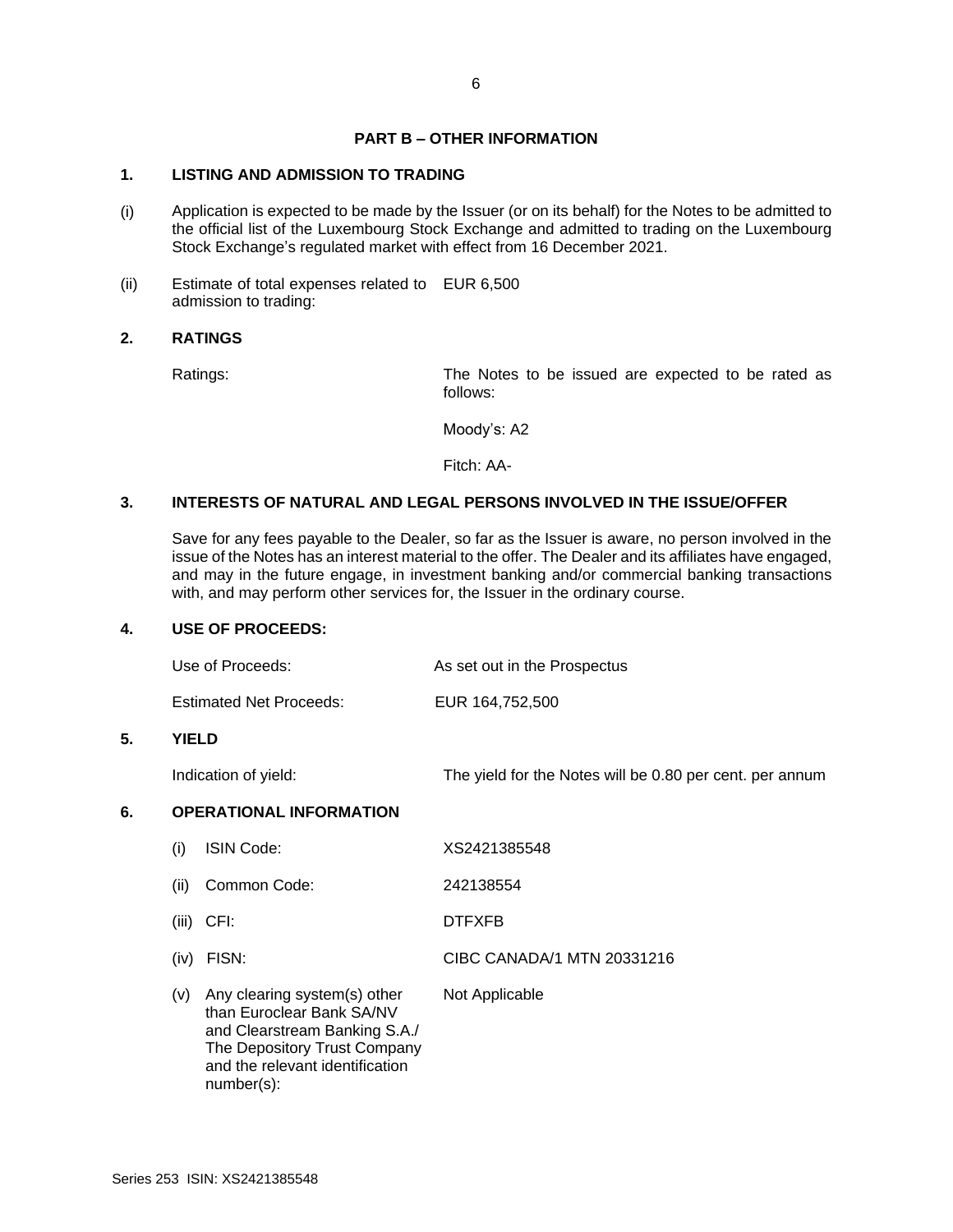## PART B – OTHER INFORMATION

### 1. LISTING AND ADMISSION TO TRADING

(i) Application is expected to be made by the Issuer (or on its behalf) for the Notes to be admitted to the official list of the Luxembourg Stock Exchange and admitted to trading on the Luxembourg Stock Exchange's regulated market with effect from 16 December 2021.

(ii) Estimate of total expenses related to admission to trading: EUR 6,500

### 2. RATINGS

Ratings: The Notes to be issued are expected to be rated as follows:

Moody's: A2

Fitch: AA-

### 3. INTERESTS OF NATURAL AND LEGAL PERSONS INVOLVED IN THE ISSUE/OFFER

Save for any fees payable to the Dealer, so far as the Issuer is aware, no person involved in the issue of the Notes has an interest material to the offer. The Dealer and its affiliates have engaged, and may in the future engage, in investment banking and/or commercial banking transactions with, and may perform other services for, the Issuer in the ordinary course.

### 4. USE OF PROCEEDS:

Use of Proceeds: As set out in the Prospectus

Estimated Net Proceeds: EUR 164,752,500

### 5. YIELD

Indication of yield: The yield for the Notes will be 0.80 per cent. per annum

### 6. OPERATIONAL INFORMATION

(i) ISIN Code: XS2421385548

(ii) Common Code: 242138554

(iii) CFI: DTFXFB

(iv) FISN: CIBC CANADA/1 MTN 20331216

(v) Any clearing system(s) other than Euroclear Bank SA/NV and Clearstream Banking S.A./ The Depository Trust Company and the relevant identification number(s): Not Applicable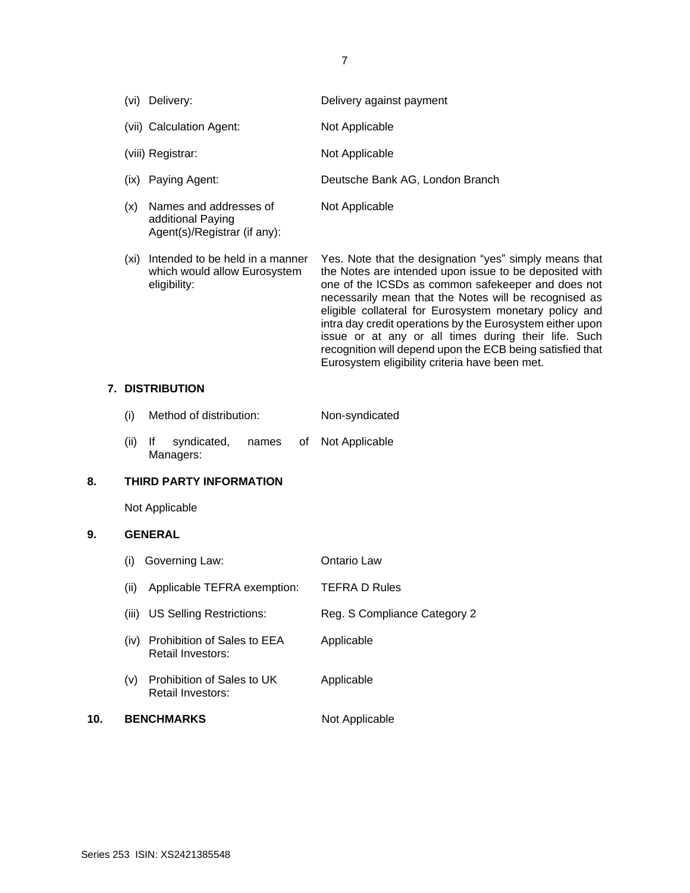| | | |
|---|---|---|
| (vi) | Delivery: | Delivery against payment |
| (vii) | Calculation Agent: | Not Applicable |
| (viii) | Registrar: | Not Applicable |
| (ix) | Paying Agent: | Deutsche Bank AG, London Branch |
| (x) | Names and addresses of additional Paying Agent(s)/Registrar (if any): | Not Applicable |
| (xi) | Intended to be held in a manner which would allow Eurosystem eligibility: | Yes. Note that the designation "yes" simply means that the Notes are intended upon issue to be deposited with one of the ICSDs as common safekeeper and does not necessarily mean that the Notes will be recognised as eligible collateral for Eurosystem monetary policy and intra day credit operations by the Eurosystem either upon issue or at any or all times during their life. Such recognition will depend upon the ECB being satisfied that Eurosystem eligibility criteria have been met. |

## 7. DISTRIBUTION

| | | |
|---|---|---|
| (i) | Method of distribution: | Non-syndicated |
| (ii) | If syndicated, names of Managers: | Not Applicable |

## 8. THIRD PARTY INFORMATION

Not Applicable

## 9. GENERAL

| | | |
|---|---|---|
| (i) | Governing Law: | Ontario Law |
| (ii) | Applicable TEFRA exemption: | TEFRA D Rules |
| (iii) | US Selling Restrictions: | Reg. S Compliance Category 2 |
| (iv) | Prohibition of Sales to EEA Retail Investors: | Applicable |
| (v) | Prohibition of Sales to UK Retail Investors: | Applicable |

## 10. BENCHMARKS

Not Applicable

Series 253 ISIN: XS2421385548